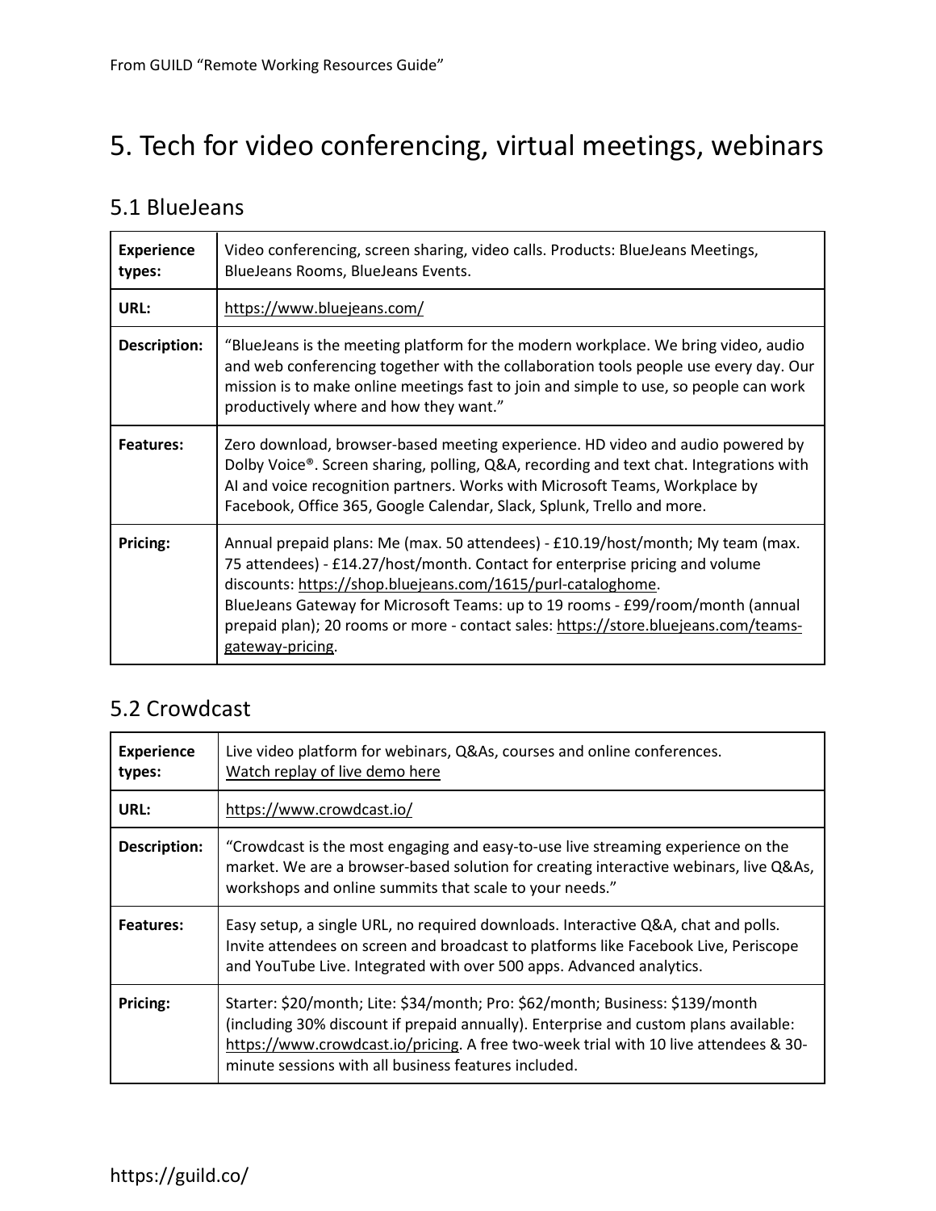# 5. Tech for video conferencing, virtual meetings, webinars

## 5.1 BlueJeans

| | |
|---|---|
| **Experience types:** | Video conferencing, screen sharing, video calls. Products: BlueJeans Meetings, BlueJeans Rooms, BlueJeans Events. |
| **URL:** | https://www.bluejeans.com/ |
| **Description:** | "BlueJeans is the meeting platform for the modern workplace. We bring video, audio and web conferencing together with the collaboration tools people use every day. Our mission is to make online meetings fast to join and simple to use, so people can work productively where and how they want." |
| **Features:** | Zero download, browser-based meeting experience. HD video and audio powered by Dolby Voice®. Screen sharing, polling, Q&A, recording and text chat. Integrations with AI and voice recognition partners. Works with Microsoft Teams, Workplace by Facebook, Office 365, Google Calendar, Slack, Splunk, Trello and more. |
| **Pricing:** | Annual prepaid plans: Me (max. 50 attendees) - £10.19/host/month; My team (max. 75 attendees) - £14.27/host/month. Contact for enterprise pricing and volume discounts: https://shop.bluejeans.com/1615/purl-cataloghome. BlueJeans Gateway for Microsoft Teams: up to 19 rooms - £99/room/month (annual prepaid plan); 20 rooms or more - contact sales: https://store.bluejeans.com/teams-gateway-pricing. |

## 5.2 Crowdcast

| | |
|---|---|
| **Experience types:** | Live video platform for webinars, Q&As, courses and online conferences. Watch replay of live demo here |
| **URL:** | https://www.crowdcast.io/ |
| **Description:** | "Crowdcast is the most engaging and easy-to-use live streaming experience on the market. We are a browser-based solution for creating interactive webinars, live Q&As, workshops and online summits that scale to your needs." |
| **Features:** | Easy setup, a single URL, no required downloads. Interactive Q&A, chat and polls. Invite attendees on screen and broadcast to platforms like Facebook Live, Periscope and YouTube Live. Integrated with over 500 apps. Advanced analytics. |
| **Pricing:** | Starter: $20/month; Lite: $34/month; Pro: $62/month; Business: $139/month (including 30% discount if prepaid annually). Enterprise and custom plans available: https://www.crowdcast.io/pricing. A free two-week trial with 10 live attendees & 30-minute sessions with all business features included. |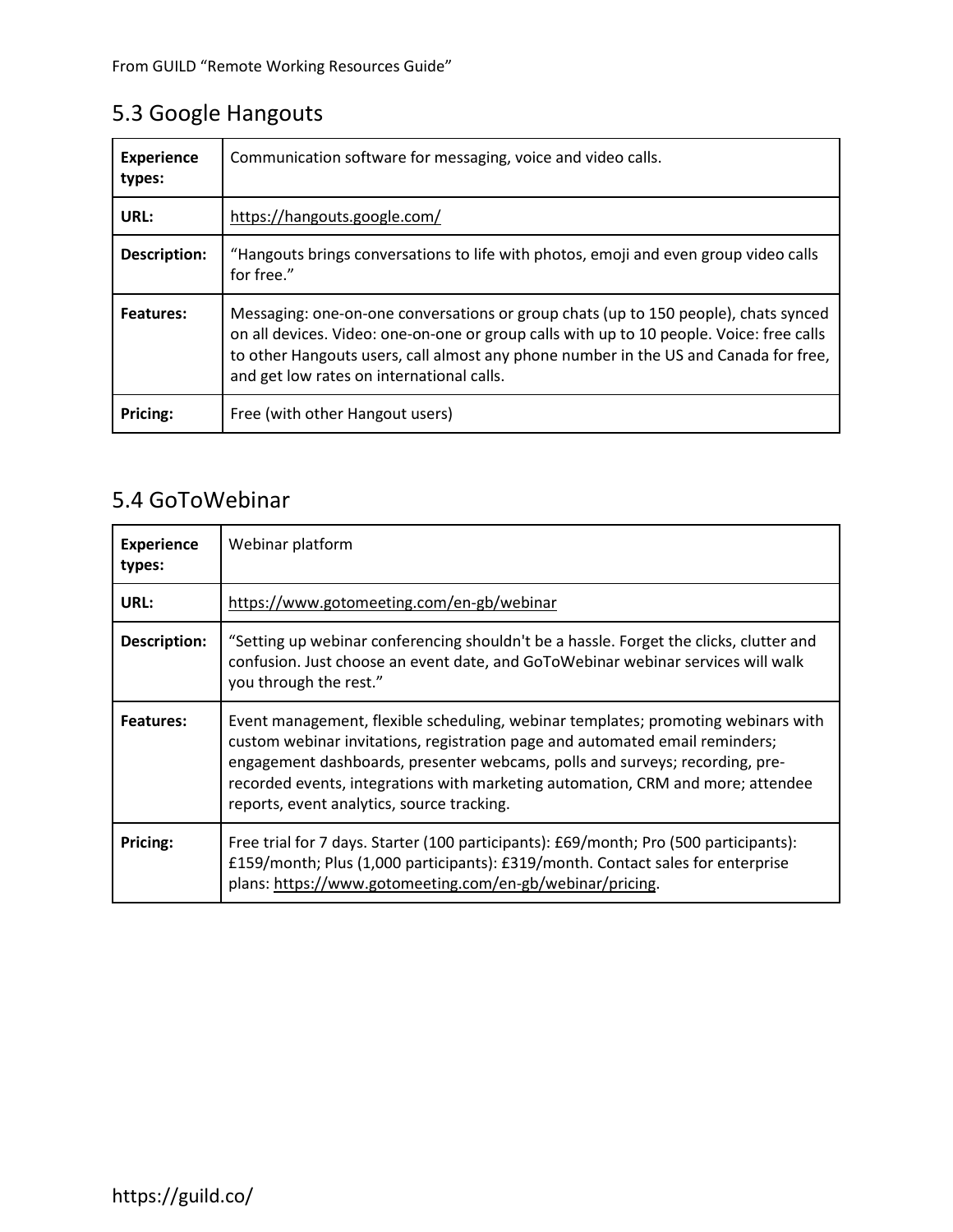## 5.3 Google Hangouts

| | |
|---|---|
| **Experience types:** | Communication software for messaging, voice and video calls. |
| **URL:** | https://hangouts.google.com/ |
| **Description:** | "Hangouts brings conversations to life with photos, emoji and even group video calls for free." |
| **Features:** | Messaging: one-on-one conversations or group chats (up to 150 people), chats synced on all devices. Video: one-on-one or group calls with up to 10 people. Voice: free calls to other Hangouts users, call almost any phone number in the US and Canada for free, and get low rates on international calls. |
| **Pricing:** | Free (with other Hangout users) |

## 5.4 GoToWebinar

| | |
|---|---|
| **Experience types:** | Webinar platform |
| **URL:** | https://www.gotomeeting.com/en-gb/webinar |
| **Description:** | "Setting up webinar conferencing shouldn't be a hassle. Forget the clicks, clutter and confusion. Just choose an event date, and GoToWebinar webinar services will walk you through the rest." |
| **Features:** | Event management, flexible scheduling, webinar templates; promoting webinars with custom webinar invitations, registration page and automated email reminders; engagement dashboards, presenter webcams, polls and surveys; recording, pre-recorded events, integrations with marketing automation, CRM and more; attendee reports, event analytics, source tracking. |
| **Pricing:** | Free trial for 7 days. Starter (100 participants): £69/month; Pro (500 participants): £159/month; Plus (1,000 participants): £319/month. Contact sales for enterprise plans: https://www.gotomeeting.com/en-gb/webinar/pricing. |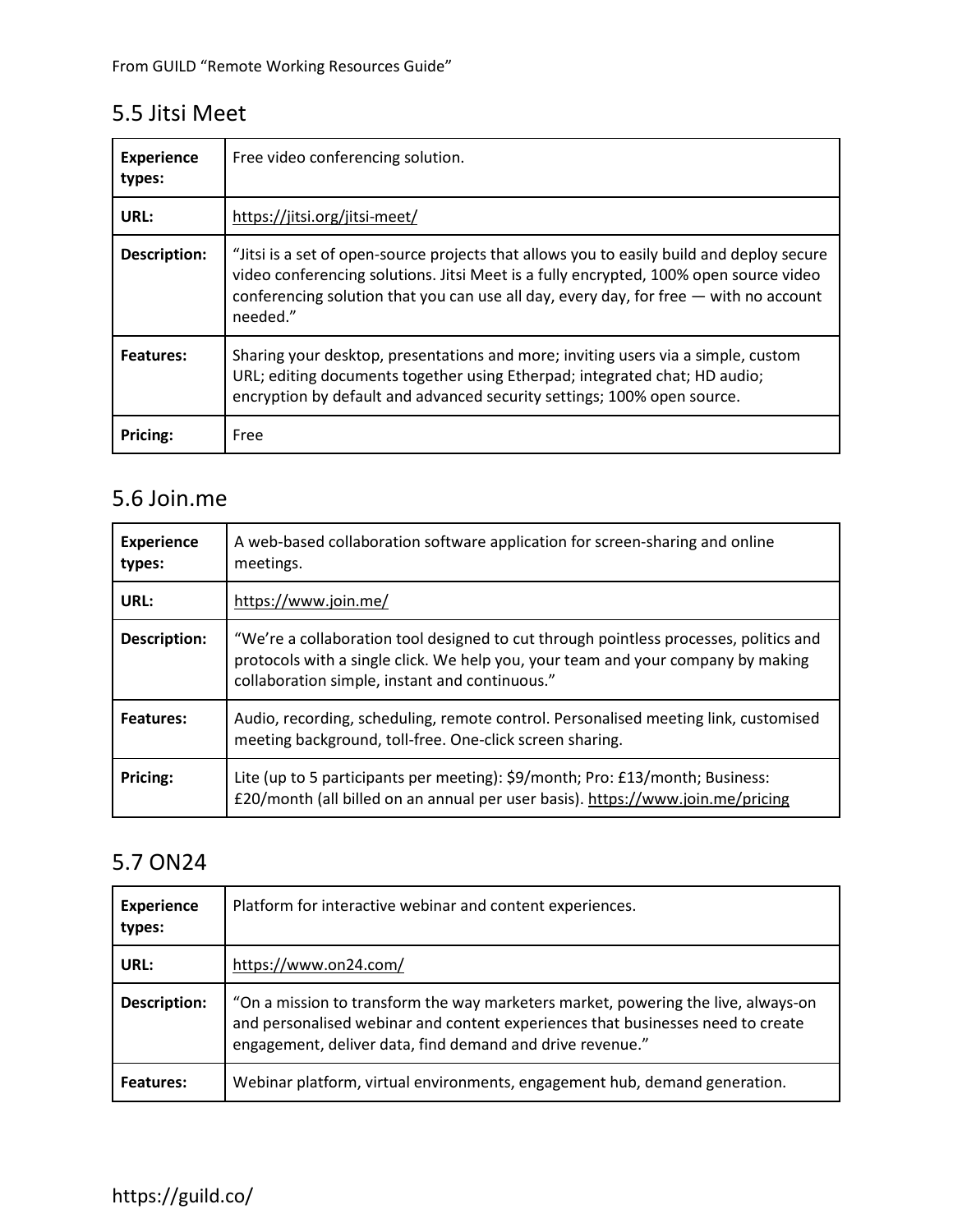## 5.5 Jitsi Meet

| | |
|---|---|
| **Experience types:** | Free video conferencing solution. |
| **URL:** | https://jitsi.org/jitsi-meet/ |
| **Description:** | "Jitsi is a set of open-source projects that allows you to easily build and deploy secure video conferencing solutions. Jitsi Meet is a fully encrypted, 100% open source video conferencing solution that you can use all day, every day, for free — with no account needed." |
| **Features:** | Sharing your desktop, presentations and more; inviting users via a simple, custom URL; editing documents together using Etherpad; integrated chat; HD audio; encryption by default and advanced security settings; 100% open source. |
| **Pricing:** | Free |

## 5.6 Join.me

| | |
|---|---|
| **Experience types:** | A web-based collaboration software application for screen-sharing and online meetings. |
| **URL:** | https://www.join.me/ |
| **Description:** | "We're a collaboration tool designed to cut through pointless processes, politics and protocols with a single click. We help you, your team and your company by making collaboration simple, instant and continuous." |
| **Features:** | Audio, recording, scheduling, remote control. Personalised meeting link, customised meeting background, toll-free. One-click screen sharing. |
| **Pricing:** | Lite (up to 5 participants per meeting): $9/month; Pro: £13/month; Business: £20/month (all billed on an annual per user basis). https://www.join.me/pricing |

## 5.7 ON24

| | |
|---|---|
| **Experience types:** | Platform for interactive webinar and content experiences. |
| **URL:** | https://www.on24.com/ |
| **Description:** | "On a mission to transform the way marketers market, powering the live, always-on and personalised webinar and content experiences that businesses need to create engagement, deliver data, find demand and drive revenue." |
| **Features:** | Webinar platform, virtual environments, engagement hub, demand generation. |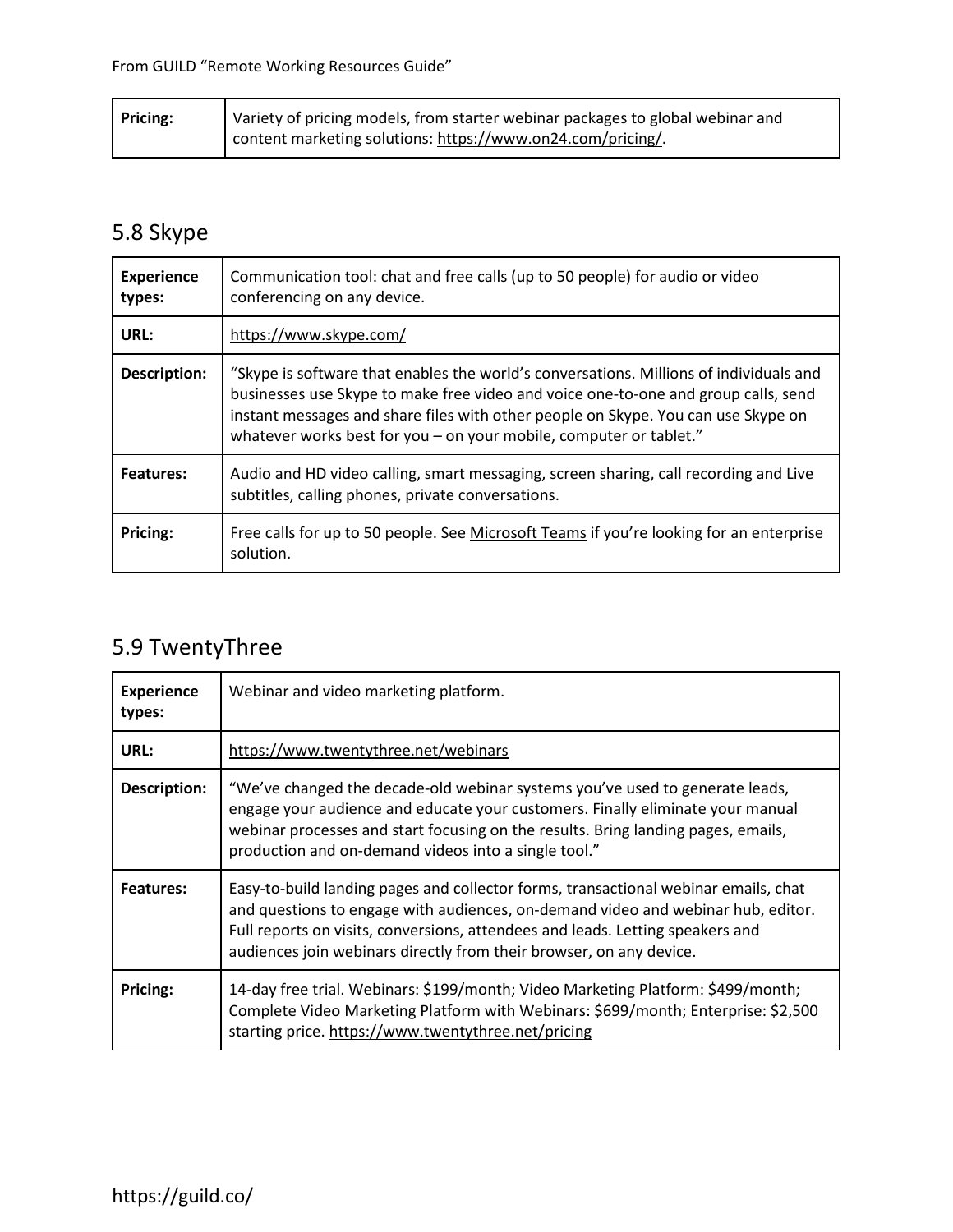| **Pricing:** | Variety of pricing models, from starter webinar packages to global webinar and content marketing solutions: https://www.on24.com/pricing/. |
|---|---|

## 5.8 Skype

| **Experience types:** | Communication tool: chat and free calls (up to 50 people) for audio or video conferencing on any device. |
|---|---|
| **URL:** | https://www.skype.com/ |
| **Description:** | "Skype is software that enables the world's conversations. Millions of individuals and businesses use Skype to make free video and voice one-to-one and group calls, send instant messages and share files with other people on Skype. You can use Skype on whatever works best for you – on your mobile, computer or tablet." |
| **Features:** | Audio and HD video calling, smart messaging, screen sharing, call recording and Live subtitles, calling phones, private conversations. |
| **Pricing:** | Free calls for up to 50 people. See Microsoft Teams if you're looking for an enterprise solution. |

## 5.9 TwentyThree

| **Experience types:** | Webinar and video marketing platform. |
|---|---|
| **URL:** | https://www.twentythree.net/webinars |
| **Description:** | "We've changed the decade-old webinar systems you've used to generate leads, engage your audience and educate your customers. Finally eliminate your manual webinar processes and start focusing on the results. Bring landing pages, emails, production and on-demand videos into a single tool." |
| **Features:** | Easy-to-build landing pages and collector forms, transactional webinar emails, chat and questions to engage with audiences, on-demand video and webinar hub, editor. Full reports on visits, conversions, attendees and leads. Letting speakers and audiences join webinars directly from their browser, on any device. |
| **Pricing:** | 14-day free trial. Webinars: $199/month; Video Marketing Platform: $499/month; Complete Video Marketing Platform with Webinars: $699/month; Enterprise: $2,500 starting price. https://www.twentythree.net/pricing |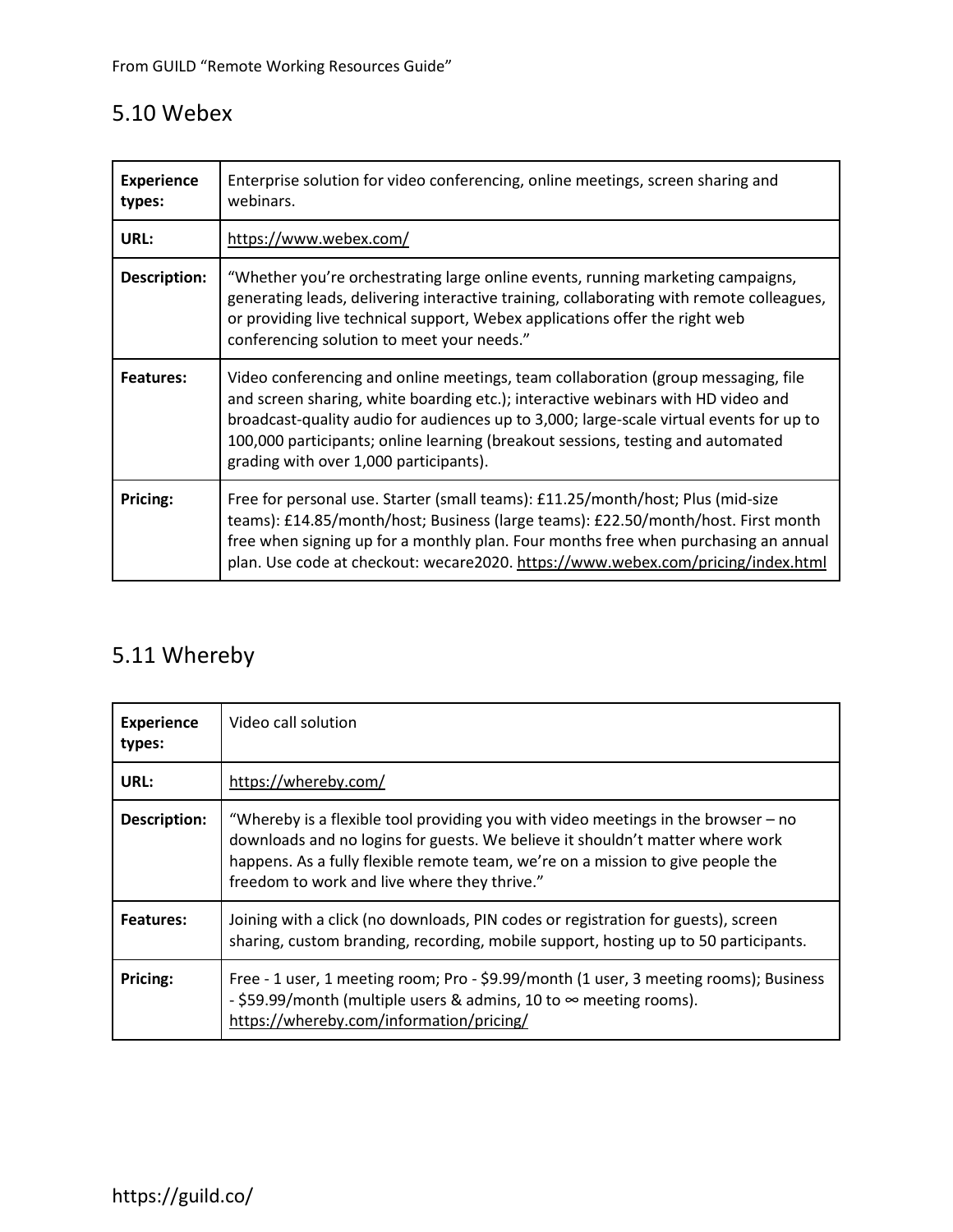## 5.10 Webex

| | |
|---|---|
| **Experience types:** | Enterprise solution for video conferencing, online meetings, screen sharing and webinars. |
| **URL:** | https://www.webex.com/ |
| **Description:** | “Whether you’re orchestrating large online events, running marketing campaigns, generating leads, delivering interactive training, collaborating with remote colleagues, or providing live technical support, Webex applications offer the right web conferencing solution to meet your needs.” |
| **Features:** | Video conferencing and online meetings, team collaboration (group messaging, file and screen sharing, white boarding etc.); interactive webinars with HD video and broadcast-quality audio for audiences up to 3,000; large-scale virtual events for up to 100,000 participants; online learning (breakout sessions, testing and automated grading with over 1,000 participants). |
| **Pricing:** | Free for personal use. Starter (small teams): £11.25/month/host; Plus (mid-size teams): £14.85/month/host; Business (large teams): £22.50/month/host. First month free when signing up for a monthly plan. Four months free when purchasing an annual plan. Use code at checkout: wecare2020. https://www.webex.com/pricing/index.html |

## 5.11 Whereby

| | |
|---|---|
| **Experience types:** | Video call solution |
| **URL:** | https://whereby.com/ |
| **Description:** | “Whereby is a flexible tool providing you with video meetings in the browser – no downloads and no logins for guests. We believe it shouldn’t matter where work happens. As a fully flexible remote team, we’re on a mission to give people the freedom to work and live where they thrive.” |
| **Features:** | Joining with a click (no downloads, PIN codes or registration for guests), screen sharing, custom branding, recording, mobile support, hosting up to 50 participants. |
| **Pricing:** | Free - 1 user, 1 meeting room; Pro - $9.99/month (1 user, 3 meeting rooms); Business - $59.99/month (multiple users & admins, 10 to ∞ meeting rooms). https://whereby.com/information/pricing/ |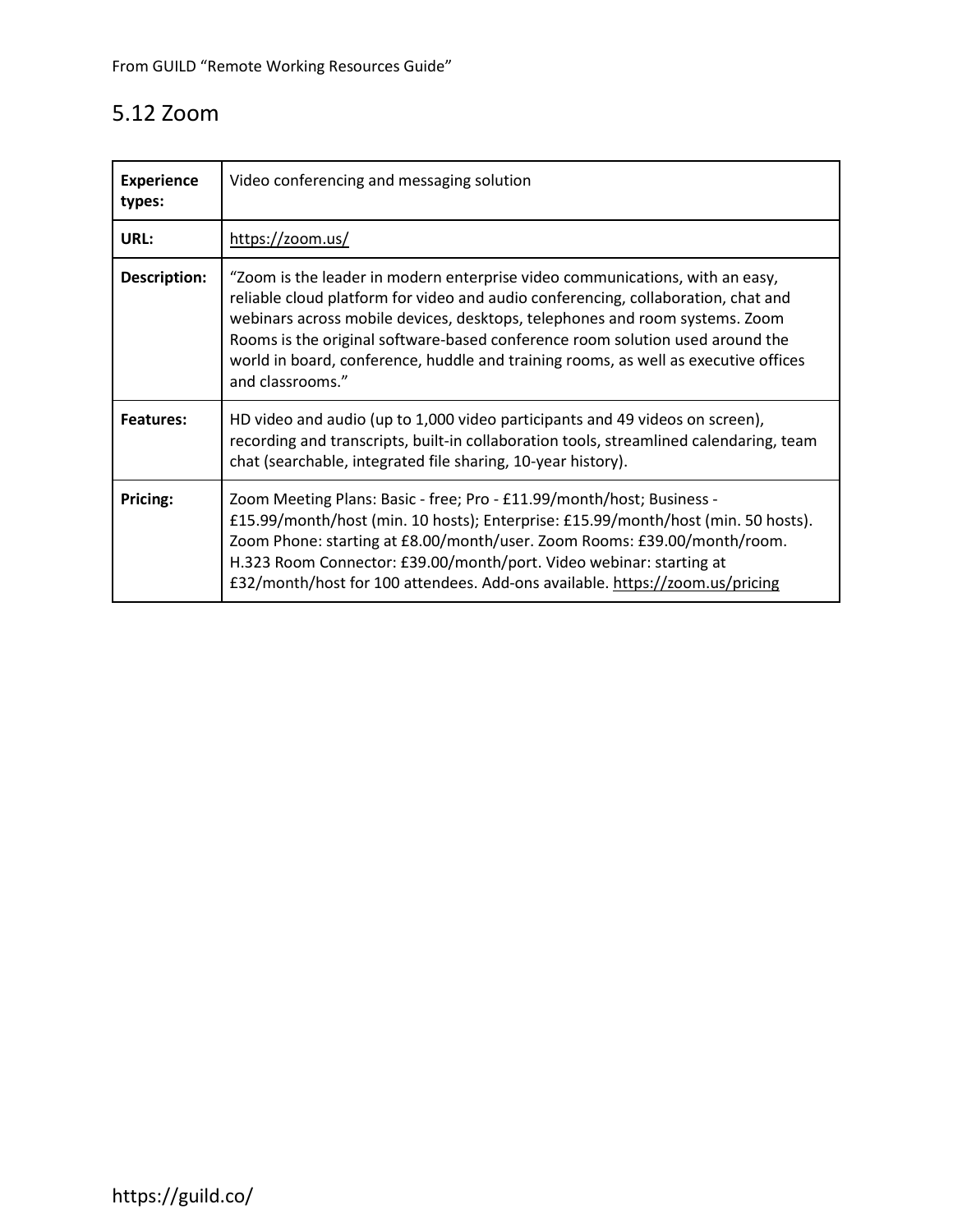## 5.12 Zoom

| | |
|---|---|
| **Experience types:** | Video conferencing and messaging solution |
| **URL:** | https://zoom.us/ |
| **Description:** | "Zoom is the leader in modern enterprise video communications, with an easy, reliable cloud platform for video and audio conferencing, collaboration, chat and webinars across mobile devices, desktops, telephones and room systems. Zoom Rooms is the original software-based conference room solution used around the world in board, conference, huddle and training rooms, as well as executive offices and classrooms." |
| **Features:** | HD video and audio (up to 1,000 video participants and 49 videos on screen), recording and transcripts, built-in collaboration tools, streamlined calendaring, team chat (searchable, integrated file sharing, 10-year history). |
| **Pricing:** | Zoom Meeting Plans: Basic - free; Pro - £11.99/month/host; Business - £15.99/month/host (min. 10 hosts); Enterprise: £15.99/month/host (min. 50 hosts). Zoom Phone: starting at £8.00/month/user. Zoom Rooms: £39.00/month/room. H.323 Room Connector: £39.00/month/port. Video webinar: starting at £32/month/host for 100 attendees. Add-ons available. https://zoom.us/pricing |